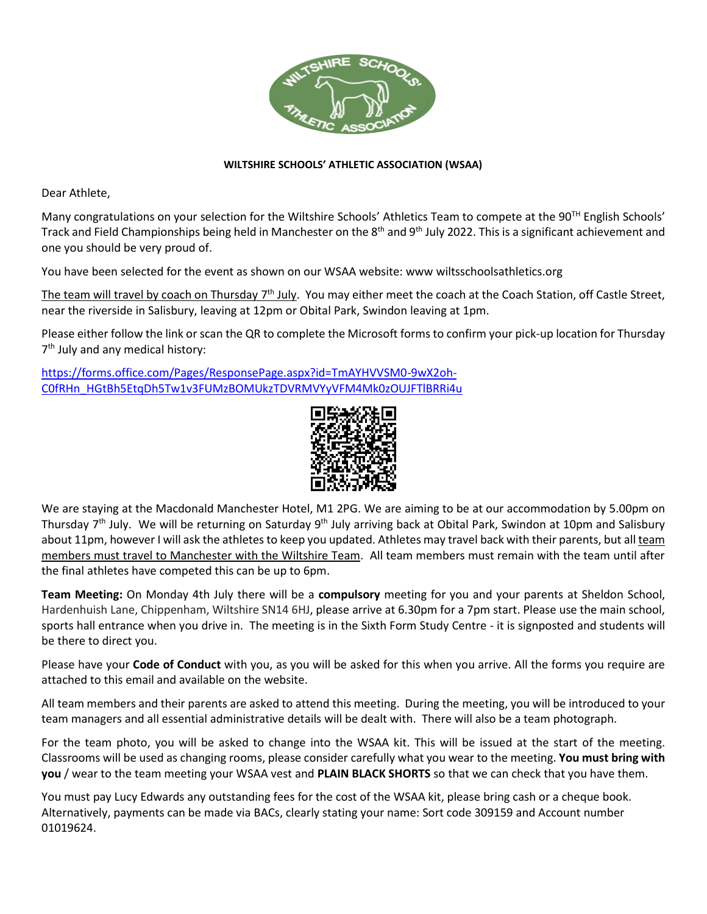**WILTSHIRE SCHOOLS' ATHLETIC ASSOCIATION (WSAA)**

Dear Athlete,

Many congratulations on your selection for the Wiltshire Schools' Athletics Team to compete at the 90TH English Schools' Track and Field Championships being held in Manchester on the 8th and 9th July 2022. This is a significant achievement and one you should be very proud of.

You have been selected for the event as shown on our WSAA website: www wiltsschoolsathletics.org

The team will travel by coach on Thursday 7th July. You may either meet the coach at the Coach Station, off Castle Street, near the riverside in Salisbury, leaving at 12pm or Obital Park, Swindon leaving at 1pm.

Please either follow the link or scan the QR to complete the Microsoft forms to confirm your pick-up location for Thursday 7th July and any medical history:

https://forms.office.com/Pages/ResponsePage.aspx?id=TmAYHVVSM0-9wX2oh-C0fRHn_HGtBh5EtqDh5Tw1v3FUMzBOMUkzTDVRMVYyVFM4Mk0zOUJFTlBRRi4u

We are staying at the Macdonald Manchester Hotel, M1 2PG. We are aiming to be at our accommodation by 5.00pm on Thursday 7th July. We will be returning on Saturday 9th July arriving back at Obital Park, Swindon at 10pm and Salisbury about 11pm, however I will ask the athletes to keep you updated. Athletes may travel back with their parents, but all team members must travel to Manchester with the Wiltshire Team. All team members must remain with the team until after the final athletes have competed this can be up to 6pm.

**Team Meeting:** On Monday 4th July there will be a **compulsory** meeting for you and your parents at Sheldon School, Hardenhuish Lane, Chippenham, Wiltshire SN14 6HJ, please arrive at 6.30pm for a 7pm start. Please use the main school, sports hall entrance when you drive in. The meeting is in the Sixth Form Study Centre - it is signposted and students will be there to direct you.

Please have your **Code of Conduct** with you, as you will be asked for this when you arrive. All the forms you require are attached to this email and available on the website.

All team members and their parents are asked to attend this meeting. During the meeting, you will be introduced to your team managers and all essential administrative details will be dealt with. There will also be a team photograph.

For the team photo, you will be asked to change into the WSAA kit. This will be issued at the start of the meeting. Classrooms will be used as changing rooms, please consider carefully what you wear to the meeting. **You must bring with you** / wear to the team meeting your WSAA vest and **PLAIN BLACK SHORTS** so that we can check that you have them.

You must pay Lucy Edwards any outstanding fees for the cost of the WSAA kit, please bring cash or a cheque book. Alternatively, payments can be made via BACs, clearly stating your name: Sort code 309159 and Account number 01019624.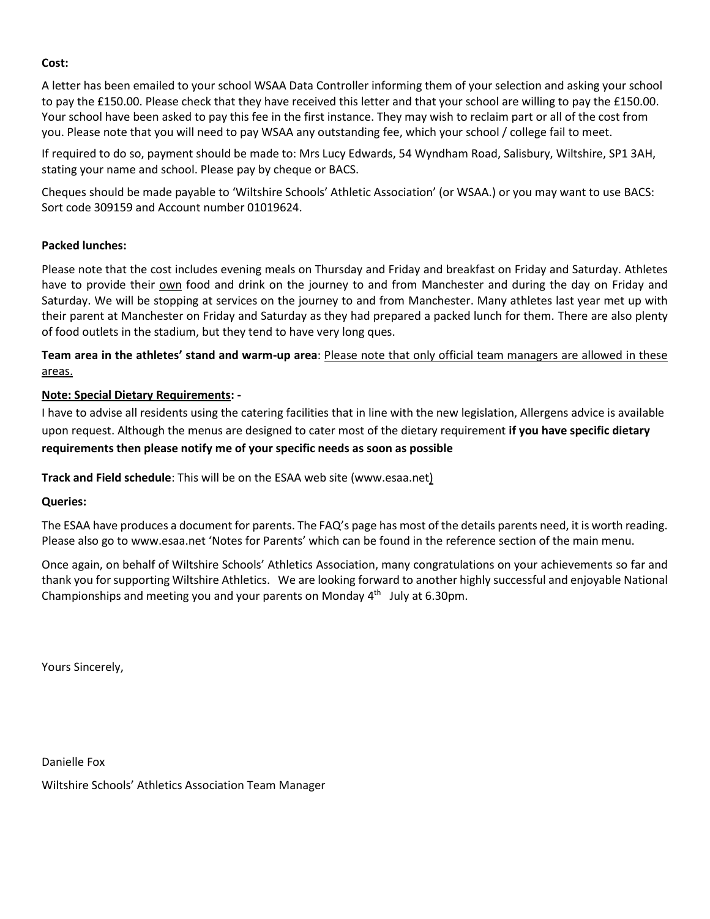**Cost:**

A letter has been emailed to your school WSAA Data Controller informing them of your selection and asking your school to pay the £150.00. Please check that they have received this letter and that your school are willing to pay the £150.00. Your school have been asked to pay this fee in the first instance. They may wish to reclaim part or all of the cost from you. Please note that you will need to pay WSAA any outstanding fee, which your school / college fail to meet.

If required to do so, payment should be made to: Mrs Lucy Edwards, 54 Wyndham Road, Salisbury, Wiltshire, SP1 3AH, stating your name and school. Please pay by cheque or BACS.

Cheques should be made payable to 'Wiltshire Schools' Athletic Association' (or WSAA.) or you may want to use BACS: Sort code 309159 and Account number 01019624.

**Packed lunches:**

Please note that the cost includes evening meals on Thursday and Friday and breakfast on Friday and Saturday. Athletes have to provide their <u>own</u> food and drink on the journey to and from Manchester and during the day on Friday and Saturday. We will be stopping at services on the journey to and from Manchester. Many athletes last year met up with their parent at Manchester on Friday and Saturday as they had prepared a packed lunch for them. There are also plenty of food outlets in the stadium, but they tend to have very long ques.

**Team area in the athletes' stand and warm-up area**: <u>Please note that only official team managers are allowed in these areas.</u>

**<u>Note: Special Dietary Requirements</u>: -**

I have to advise all residents using the catering facilities that in line with the new legislation, Allergens advice is available upon request. Although the menus are designed to cater most of the dietary requirement **if you have specific dietary requirements then please notify me of your specific needs as soon as possible**

**Track and Field schedule**: This will be on the ESAA web site (www.esaa.net)

**Queries:**

The ESAA have produces a document for parents. The FAQ's page has most of the details parents need, it is worth reading. Please also go to www.esaa.net 'Notes for Parents' which can be found in the reference section of the main menu.

Once again, on behalf of Wiltshire Schools' Athletics Association, many congratulations on your achievements so far and thank you for supporting Wiltshire Athletics. We are looking forward to another highly successful and enjoyable National Championships and meeting you and your parents on Monday 4th July at 6.30pm.

Yours Sincerely,

Danielle Fox

Wiltshire Schools' Athletics Association Team Manager